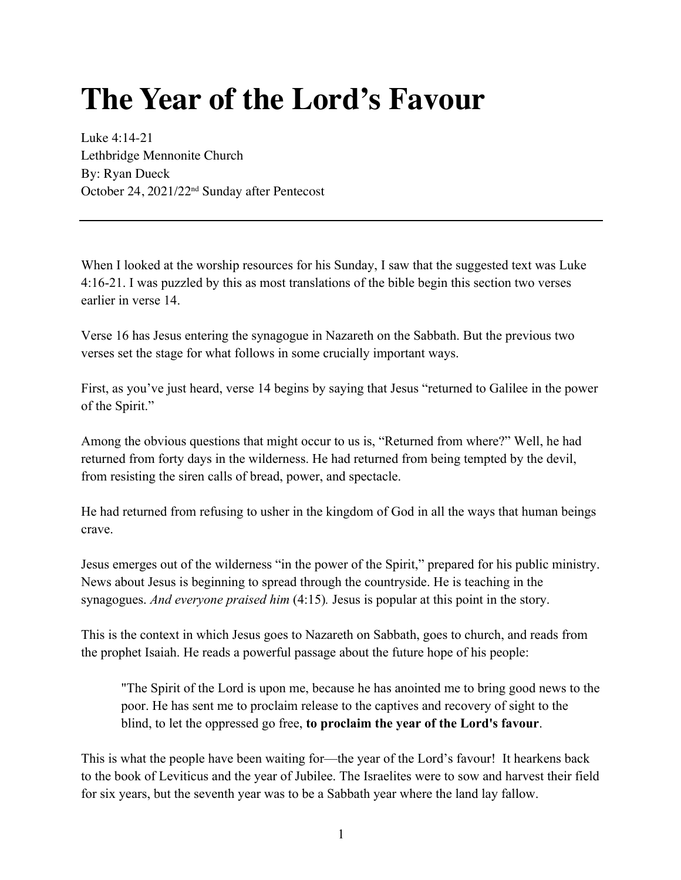# The Year of the Lord's Favour

Luke 4:14-21
Lethbridge Mennonite Church
By: Ryan Dueck
October 24, 2021/22nd Sunday after Pentecost

---

When I looked at the worship resources for his Sunday, I saw that the suggested text was Luke 4:16-21. I was puzzled by this as most translations of the bible begin this section two verses earlier in verse 14.

Verse 16 has Jesus entering the synagogue in Nazareth on the Sabbath. But the previous two verses set the stage for what follows in some crucially important ways.

First, as you've just heard, verse 14 begins by saying that Jesus "returned to Galilee in the power of the Spirit."

Among the obvious questions that might occur to us is, "Returned from where?" Well, he had returned from forty days in the wilderness. He had returned from being tempted by the devil, from resisting the siren calls of bread, power, and spectacle.

He had returned from refusing to usher in the kingdom of God in all the ways that human beings crave.

Jesus emerges out of the wilderness "in the power of the Spirit," prepared for his public ministry. News about Jesus is beginning to spread through the countryside. He is teaching in the synagogues. *And everyone praised him* (4:15)*.* Jesus is popular at this point in the story.

This is the context in which Jesus goes to Nazareth on Sabbath, goes to church, and reads from the prophet Isaiah. He reads a powerful passage about the future hope of his people:

> "The Spirit of the Lord is upon me, because he has anointed me to bring good news to the poor. He has sent me to proclaim release to the captives and recovery of sight to the blind, to let the oppressed go free, **to proclaim the year of the Lord's favour**.

This is what the people have been waiting for—the year of the Lord's favour! It hearkens back to the book of Leviticus and the year of Jubilee. The Israelites were to sow and harvest their field for six years, but the seventh year was to be a Sabbath year where the land lay fallow.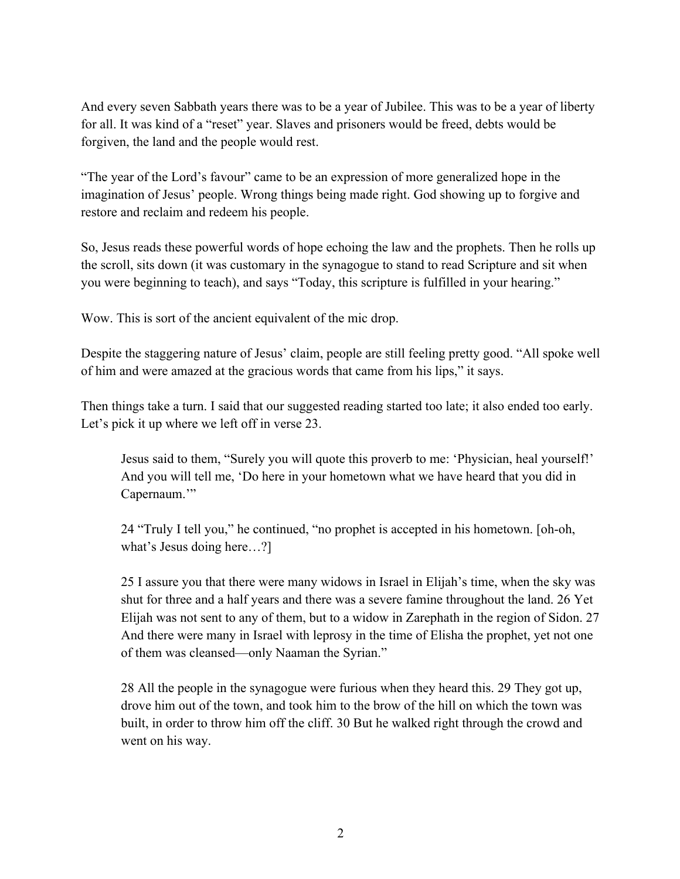And every seven Sabbath years there was to be a year of Jubilee. This was to be a year of liberty for all. It was kind of a "reset" year. Slaves and prisoners would be freed, debts would be forgiven, the land and the people would rest.

"The year of the Lord's favour" came to be an expression of more generalized hope in the imagination of Jesus' people. Wrong things being made right. God showing up to forgive and restore and reclaim and redeem his people.

So, Jesus reads these powerful words of hope echoing the law and the prophets. Then he rolls up the scroll, sits down (it was customary in the synagogue to stand to read Scripture and sit when you were beginning to teach), and says "Today, this scripture is fulfilled in your hearing."

Wow. This is sort of the ancient equivalent of the mic drop.

Despite the staggering nature of Jesus' claim, people are still feeling pretty good. "All spoke well of him and were amazed at the gracious words that came from his lips," it says.

Then things take a turn. I said that our suggested reading started too late; it also ended too early. Let's pick it up where we left off in verse 23.

> Jesus said to them, "Surely you will quote this proverb to me: 'Physician, heal yourself!' And you will tell me, 'Do here in your hometown what we have heard that you did in Capernaum.'"
>
> 24 "Truly I tell you," he continued, "no prophet is accepted in his hometown. [oh-oh, what's Jesus doing here…?]
>
> 25 I assure you that there were many widows in Israel in Elijah's time, when the sky was shut for three and a half years and there was a severe famine throughout the land. 26 Yet Elijah was not sent to any of them, but to a widow in Zarephath in the region of Sidon. 27 And there were many in Israel with leprosy in the time of Elisha the prophet, yet not one of them was cleansed—only Naaman the Syrian."
>
> 28 All the people in the synagogue were furious when they heard this. 29 They got up, drove him out of the town, and took him to the brow of the hill on which the town was built, in order to throw him off the cliff. 30 But he walked right through the crowd and went on his way.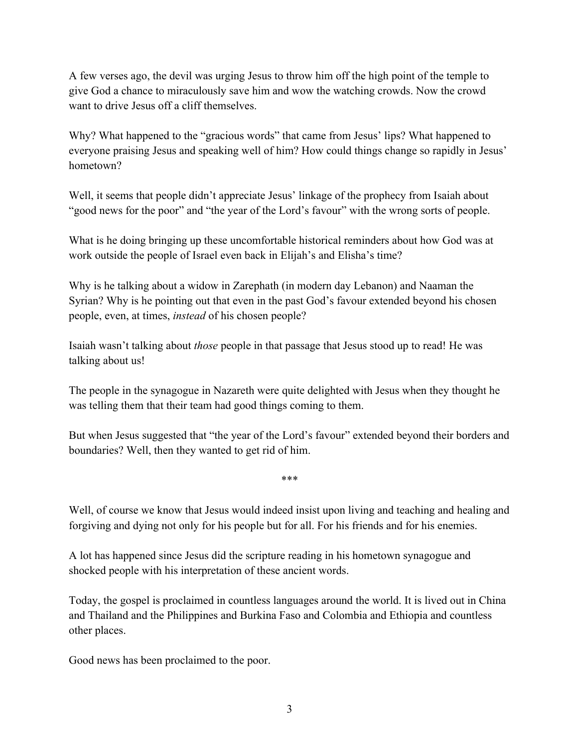A few verses ago, the devil was urging Jesus to throw him off the high point of the temple to give God a chance to miraculously save him and wow the watching crowds. Now the crowd want to drive Jesus off a cliff themselves.

Why? What happened to the "gracious words" that came from Jesus' lips? What happened to everyone praising Jesus and speaking well of him? How could things change so rapidly in Jesus' hometown?

Well, it seems that people didn't appreciate Jesus' linkage of the prophecy from Isaiah about "good news for the poor" and "the year of the Lord's favour" with the wrong sorts of people.

What is he doing bringing up these uncomfortable historical reminders about how God was at work outside the people of Israel even back in Elijah's and Elisha's time?

Why is he talking about a widow in Zarephath (in modern day Lebanon) and Naaman the Syrian? Why is he pointing out that even in the past God's favour extended beyond his chosen people, even, at times, *instead* of his chosen people?

Isaiah wasn't talking about *those* people in that passage that Jesus stood up to read! He was talking about us!

The people in the synagogue in Nazareth were quite delighted with Jesus when they thought he was telling them that their team had good things coming to them.

But when Jesus suggested that "the year of the Lord's favour" extended beyond their borders and boundaries? Well, then they wanted to get rid of him.

\*\*\*

Well, of course we know that Jesus would indeed insist upon living and teaching and healing and forgiving and dying not only for his people but for all. For his friends and for his enemies.

A lot has happened since Jesus did the scripture reading in his hometown synagogue and shocked people with his interpretation of these ancient words.

Today, the gospel is proclaimed in countless languages around the world. It is lived out in China and Thailand and the Philippines and Burkina Faso and Colombia and Ethiopia and countless other places.

Good news has been proclaimed to the poor.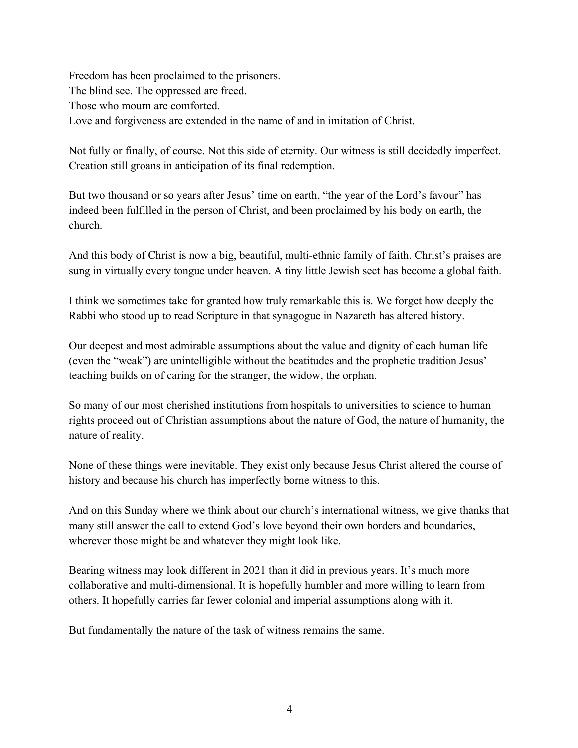Freedom has been proclaimed to the prisoners.
The blind see. The oppressed are freed.
Those who mourn are comforted.
Love and forgiveness are extended in the name of and in imitation of Christ.

Not fully or finally, of course. Not this side of eternity. Our witness is still decidedly imperfect. Creation still groans in anticipation of its final redemption.

But two thousand or so years after Jesus' time on earth, "the year of the Lord's favour" has indeed been fulfilled in the person of Christ, and been proclaimed by his body on earth, the church.

And this body of Christ is now a big, beautiful, multi-ethnic family of faith. Christ's praises are sung in virtually every tongue under heaven. A tiny little Jewish sect has become a global faith.

I think we sometimes take for granted how truly remarkable this is. We forget how deeply the Rabbi who stood up to read Scripture in that synagogue in Nazareth has altered history.

Our deepest and most admirable assumptions about the value and dignity of each human life (even the "weak") are unintelligible without the beatitudes and the prophetic tradition Jesus' teaching builds on of caring for the stranger, the widow, the orphan.

So many of our most cherished institutions from hospitals to universities to science to human rights proceed out of Christian assumptions about the nature of God, the nature of humanity, the nature of reality.

None of these things were inevitable. They exist only because Jesus Christ altered the course of history and because his church has imperfectly borne witness to this.

And on this Sunday where we think about our church's international witness, we give thanks that many still answer the call to extend God's love beyond their own borders and boundaries, wherever those might be and whatever they might look like.

Bearing witness may look different in 2021 than it did in previous years. It's much more collaborative and multi-dimensional. It is hopefully humbler and more willing to learn from others. It hopefully carries far fewer colonial and imperial assumptions along with it.

But fundamentally the nature of the task of witness remains the same.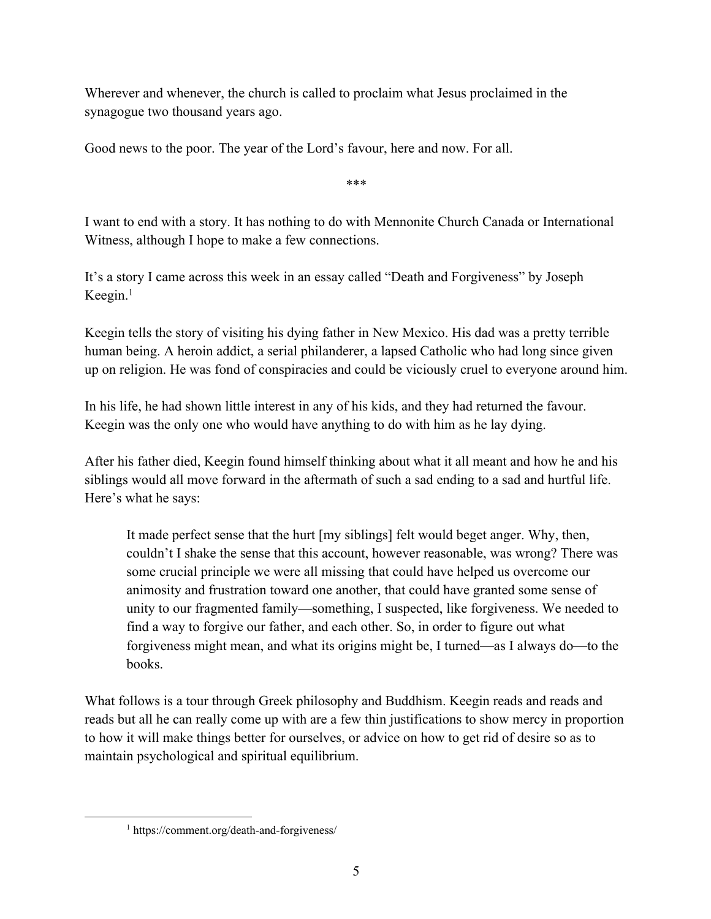Wherever and whenever, the church is called to proclaim what Jesus proclaimed in the synagogue two thousand years ago.

Good news to the poor. The year of the Lord's favour, here and now. For all.

***

I want to end with a story. It has nothing to do with Mennonite Church Canada or International Witness, although I hope to make a few connections.

It's a story I came across this week in an essay called "Death and Forgiveness" by Joseph Keegin.[1]

Keegin tells the story of visiting his dying father in New Mexico. His dad was a pretty terrible human being. A heroin addict, a serial philanderer, a lapsed Catholic who had long since given up on religion. He was fond of conspiracies and could be viciously cruel to everyone around him.

In his life, he had shown little interest in any of his kids, and they had returned the favour. Keegin was the only one who would have anything to do with him as he lay dying.

After his father died, Keegin found himself thinking about what it all meant and how he and his siblings would all move forward in the aftermath of such a sad ending to a sad and hurtful life. Here's what he says:

> It made perfect sense that the hurt [my siblings] felt would beget anger. Why, then, couldn't I shake the sense that this account, however reasonable, was wrong? There was some crucial principle we were all missing that could have helped us overcome our animosity and frustration toward one another, that could have granted some sense of unity to our fragmented family—something, I suspected, like forgiveness. We needed to find a way to forgive our father, and each other. So, in order to figure out what forgiveness might mean, and what its origins might be, I turned—as I always do—to the books.

What follows is a tour through Greek philosophy and Buddhism. Keegin reads and reads and reads but all he can really come up with are a few thin justifications to show mercy in proportion to how it will make things better for ourselves, or advice on how to get rid of desire so as to maintain psychological and spiritual equilibrium.

---

[1] https://comment.org/death-and-forgiveness/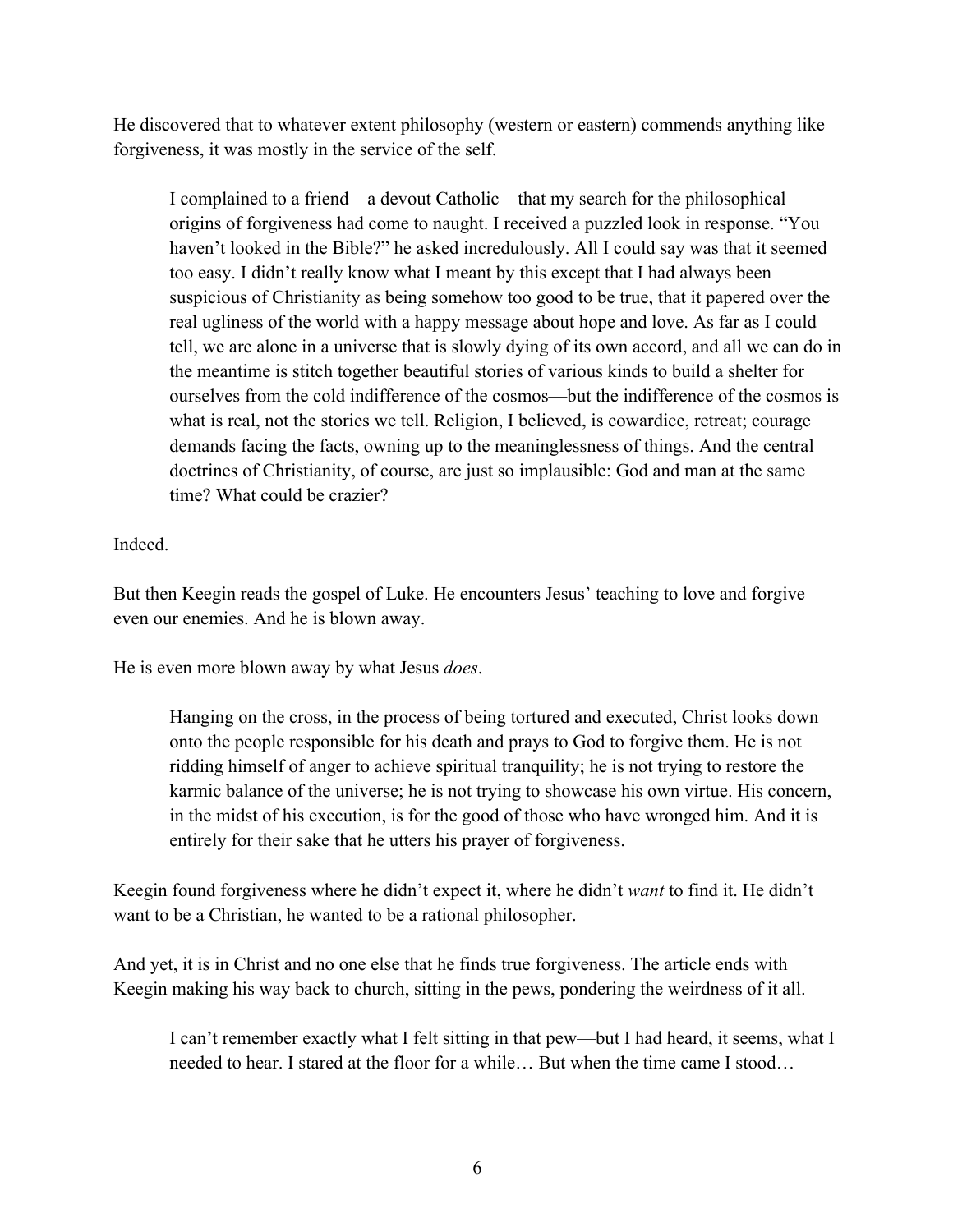He discovered that to whatever extent philosophy (western or eastern) commends anything like forgiveness, it was mostly in the service of the self.

> I complained to a friend—a devout Catholic—that my search for the philosophical origins of forgiveness had come to naught. I received a puzzled look in response. "You haven't looked in the Bible?" he asked incredulously. All I could say was that it seemed too easy. I didn't really know what I meant by this except that I had always been suspicious of Christianity as being somehow too good to be true, that it papered over the real ugliness of the world with a happy message about hope and love. As far as I could tell, we are alone in a universe that is slowly dying of its own accord, and all we can do in the meantime is stitch together beautiful stories of various kinds to build a shelter for ourselves from the cold indifference of the cosmos—but the indifference of the cosmos is what is real, not the stories we tell. Religion, I believed, is cowardice, retreat; courage demands facing the facts, owning up to the meaninglessness of things. And the central doctrines of Christianity, of course, are just so implausible: God and man at the same time? What could be crazier?

Indeed.

But then Keegin reads the gospel of Luke. He encounters Jesus' teaching to love and forgive even our enemies. And he is blown away.

He is even more blown away by what Jesus *does*.

> Hanging on the cross, in the process of being tortured and executed, Christ looks down onto the people responsible for his death and prays to God to forgive them. He is not ridding himself of anger to achieve spiritual tranquility; he is not trying to restore the karmic balance of the universe; he is not trying to showcase his own virtue. His concern, in the midst of his execution, is for the good of those who have wronged him. And it is entirely for their sake that he utters his prayer of forgiveness.

Keegin found forgiveness where he didn't expect it, where he didn't *want* to find it. He didn't want to be a Christian, he wanted to be a rational philosopher.

And yet, it is in Christ and no one else that he finds true forgiveness. The article ends with Keegin making his way back to church, sitting in the pews, pondering the weirdness of it all.

> I can't remember exactly what I felt sitting in that pew—but I had heard, it seems, what I needed to hear. I stared at the floor for a while… But when the time came I stood…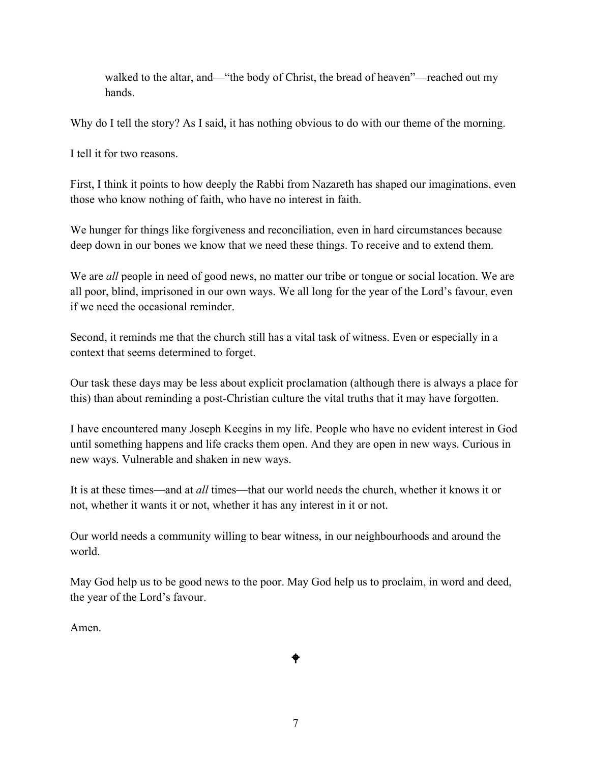> walked to the altar, and—"the body of Christ, the bread of heaven"—reached out my hands.

Why do I tell the story? As I said, it has nothing obvious to do with our theme of the morning.

I tell it for two reasons.

First, I think it points to how deeply the Rabbi from Nazareth has shaped our imaginations, even those who know nothing of faith, who have no interest in faith.

We hunger for things like forgiveness and reconciliation, even in hard circumstances because deep down in our bones we know that we need these things. To receive and to extend them.

We are *all* people in need of good news, no matter our tribe or tongue or social location. We are all poor, blind, imprisoned in our own ways. We all long for the year of the Lord's favour, even if we need the occasional reminder.

Second, it reminds me that the church still has a vital task of witness. Even or especially in a context that seems determined to forget.

Our task these days may be less about explicit proclamation (although there is always a place for this) than about reminding a post-Christian culture the vital truths that it may have forgotten.

I have encountered many Joseph Keegins in my life. People who have no evident interest in God until something happens and life cracks them open. And they are open in new ways. Curious in new ways. Vulnerable and shaken in new ways.

It is at these times—and at *all* times—that our world needs the church, whether it knows it or not, whether it wants it or not, whether it has any interest in it or not.

Our world needs a community willing to bear witness, in our neighbourhoods and around the world.

May God help us to be good news to the poor. May God help us to proclaim, in word and deed, the year of the Lord's favour.

Amen.

⧫